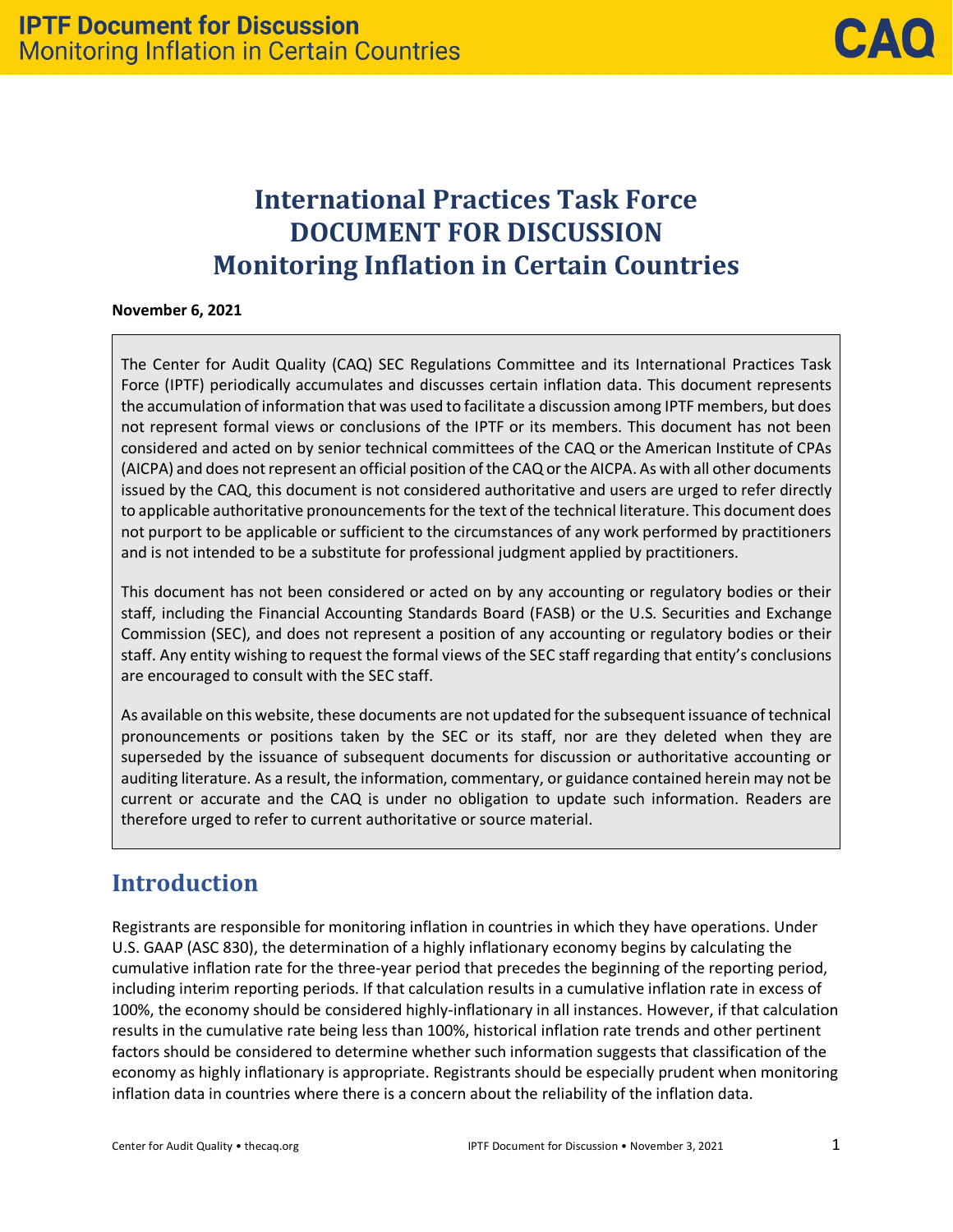# International Practices Task Force DOCUMENT FOR DISCUSSION Monitoring Inflation in Certain Countries

**November 6, 2021**

The Center for Audit Quality (CAQ) SEC Regulations Committee and its International Practices Task Force (IPTF) periodically accumulates and discusses certain inflation data. This document represents the accumulation of information that was used to facilitate a discussion among IPTF members, but does not represent formal views or conclusions of the IPTF or its members. This document has not been considered and acted on by senior technical committees of the CAQ or the American Institute of CPAs (AICPA) and does not represent an official position of the CAQ or the AICPA. As with all other documents issued by the CAQ, this document is not considered authoritative and users are urged to refer directly to applicable authoritative pronouncements for the text of the technical literature. This document does not purport to be applicable or sufficient to the circumstances of any work performed by practitioners and is not intended to be a substitute for professional judgment applied by practitioners.

This document has not been considered or acted on by any accounting or regulatory bodies or their staff, including the Financial Accounting Standards Board (FASB) or the U.S. Securities and Exchange Commission (SEC), and does not represent a position of any accounting or regulatory bodies or their staff. Any entity wishing to request the formal views of the SEC staff regarding that entity's conclusions are encouraged to consult with the SEC staff.

As available on this website, these documents are not updated for the subsequent issuance of technical pronouncements or positions taken by the SEC or its staff, nor are they deleted when they are superseded by the issuance of subsequent documents for discussion or authoritative accounting or auditing literature. As a result, the information, commentary, or guidance contained herein may not be current or accurate and the CAQ is under no obligation to update such information. Readers are therefore urged to refer to current authoritative or source material.

## Introduction

Registrants are responsible for monitoring inflation in countries in which they have operations. Under U.S. GAAP (ASC 830), the determination of a highly inflationary economy begins by calculating the cumulative inflation rate for the three-year period that precedes the beginning of the reporting period, including interim reporting periods. If that calculation results in a cumulative inflation rate in excess of 100%, the economy should be considered highly-inflationary in all instances. However, if that calculation results in the cumulative rate being less than 100%, historical inflation rate trends and other pertinent factors should be considered to determine whether such information suggests that classification of the economy as highly inflationary is appropriate. Registrants should be especially prudent when monitoring inflation data in countries where there is a concern about the reliability of the inflation data.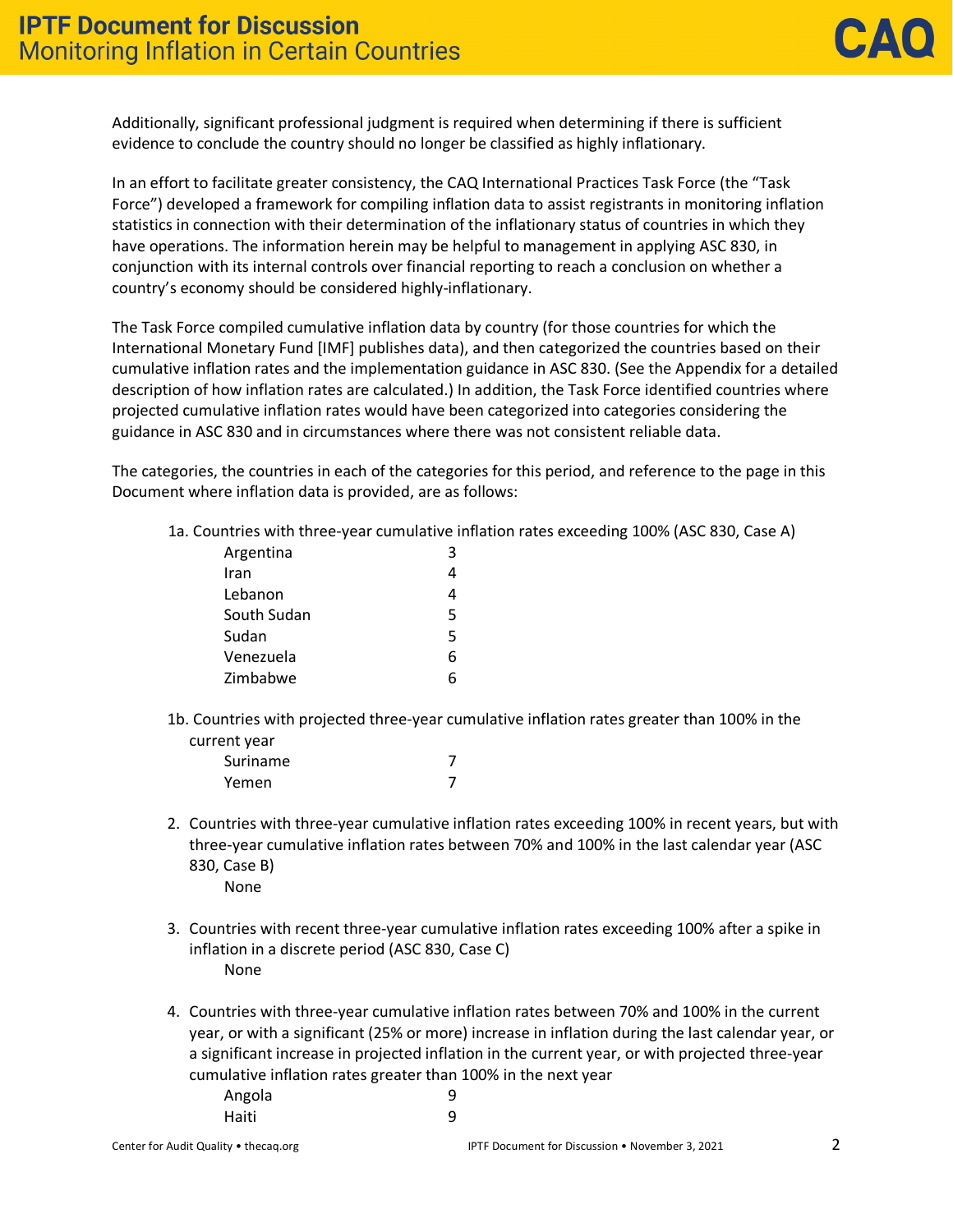Additionally, significant professional judgment is required when determining if there is sufficient evidence to conclude the country should no longer be classified as highly inflationary.

In an effort to facilitate greater consistency, the CAQ International Practices Task Force (the "Task Force") developed a framework for compiling inflation data to assist registrants in monitoring inflation statistics in connection with their determination of the inflationary status of countries in which they have operations. The information herein may be helpful to management in applying ASC 830, in conjunction with its internal controls over financial reporting to reach a conclusion on whether a country's economy should be considered highly-inflationary.

The Task Force compiled cumulative inflation data by country (for those countries for which the International Monetary Fund [IMF] publishes data), and then categorized the countries based on their cumulative inflation rates and the implementation guidance in ASC 830. (See the Appendix for a detailed description of how inflation rates are calculated.) In addition, the Task Force identified countries where projected cumulative inflation rates would have been categorized into categories considering the guidance in ASC 830 and in circumstances where there was not consistent reliable data.

The categories, the countries in each of the categories for this period, and reference to the page in this Document where inflation data is provided, are as follows:

1a. Countries with three-year cumulative inflation rates exceeding 100% (ASC 830, Case A)

| Country | Page |
|---|---|
| Argentina | 3 |
| Iran | 4 |
| Lebanon | 4 |
| South Sudan | 5 |
| Sudan | 5 |
| Venezuela | 6 |
| Zimbabwe | 6 |

1b. Countries with projected three-year cumulative inflation rates greater than 100% in the current year

| Country | Page |
|---|---|
| Suriname | 7 |
| Yemen | 7 |

2. Countries with three-year cumulative inflation rates exceeding 100% in recent years, but with three-year cumulative inflation rates between 70% and 100% in the last calendar year (ASC 830, Case B)

   None

3. Countries with recent three-year cumulative inflation rates exceeding 100% after a spike in inflation in a discrete period (ASC 830, Case C)

   None

4. Countries with three-year cumulative inflation rates between 70% and 100% in the current year, or with a significant (25% or more) increase in inflation during the last calendar year, or a significant increase in projected inflation in the current year, or with projected three-year cumulative inflation rates greater than 100% in the next year

| Country | Page |
|---|---|
| Angola | 9 |
| Haiti | 9 |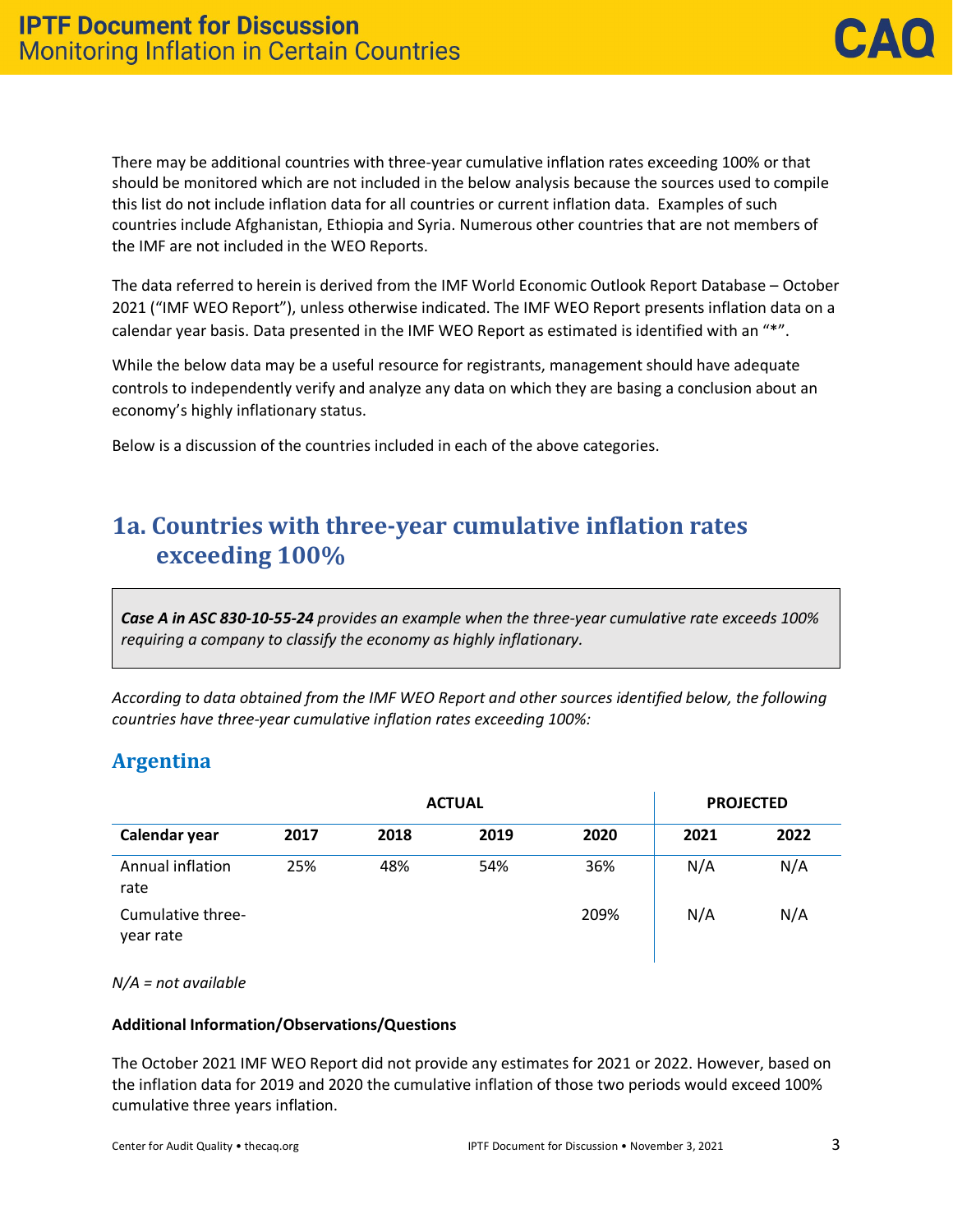There may be additional countries with three-year cumulative inflation rates exceeding 100% or that should be monitored which are not included in the below analysis because the sources used to compile this list do not include inflation data for all countries or current inflation data. Examples of such countries include Afghanistan, Ethiopia and Syria. Numerous other countries that are not members of the IMF are not included in the WEO Reports.

The data referred to herein is derived from the IMF World Economic Outlook Report Database – October 2021 ("IMF WEO Report"), unless otherwise indicated. The IMF WEO Report presents inflation data on a calendar year basis. Data presented in the IMF WEO Report as estimated is identified with an "*".

While the below data may be a useful resource for registrants, management should have adequate controls to independently verify and analyze any data on which they are basing a conclusion about an economy's highly inflationary status.

Below is a discussion of the countries included in each of the above categories.

## 1a. Countries with three-year cumulative inflation rates exceeding 100%

> ***Case A in ASC 830-10-55-24*** *provides an example when the three-year cumulative rate exceeds 100% requiring a company to classify the economy as highly inflationary.*

*According to data obtained from the IMF WEO Report and other sources identified below, the following countries have three-year cumulative inflation rates exceeding 100%:*

### Argentina

| | ACTUAL | | | | PROJECTED | |
|---|---|---|---|---|---|---|
| **Calendar year** | **2017** | **2018** | **2019** | **2020** | **2021** | **2022** |
| Annual inflation rate | 25% | 48% | 54% | 36% | N/A | N/A |
| Cumulative three-year rate | | | | 209% | N/A | N/A |

*N/A = not available*

**Additional Information/Observations/Questions**

The October 2021 IMF WEO Report did not provide any estimates for 2021 or 2022. However, based on the inflation data for 2019 and 2020 the cumulative inflation of those two periods would exceed 100% cumulative three years inflation.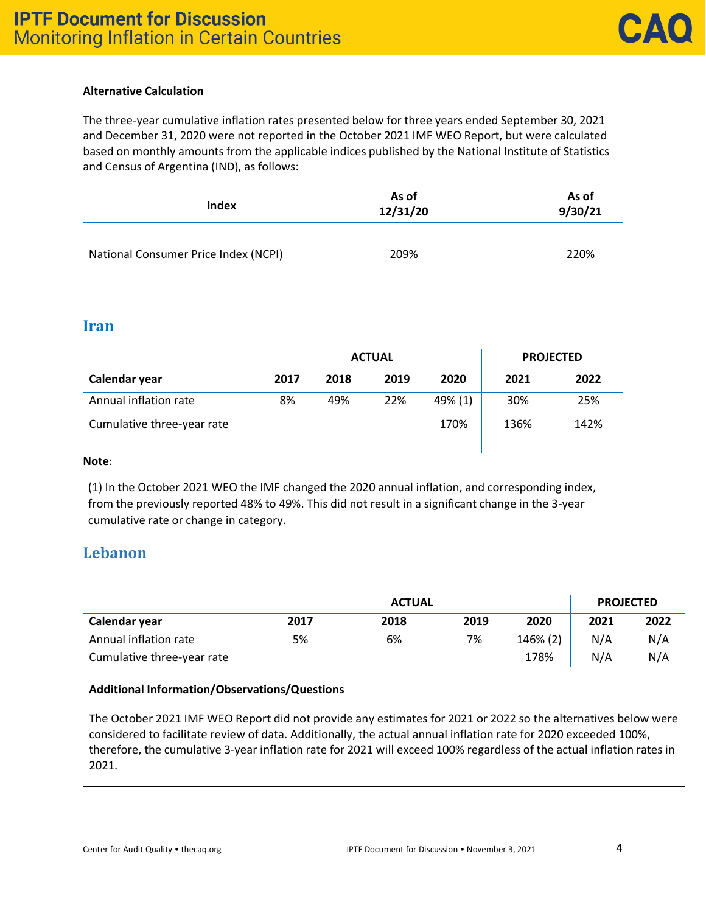**Alternative Calculation**

The three-year cumulative inflation rates presented below for three years ended September 30, 2021 and December 31, 2020 were not reported in the October 2021 IMF WEO Report, but were calculated based on monthly amounts from the applicable indices published by the National Institute of Statistics and Census of Argentina (IND), as follows:

| Index | As of 12/31/20 | As of 9/30/21 |
|---|---|---|
| National Consumer Price Index (NCPI) | 209% | 220% |

## Iran

| | ACTUAL | | | | PROJECTED | |
|---|---|---|---|---|---|---|
| **Calendar year** | **2017** | **2018** | **2019** | **2020** | **2021** | **2022** |
| Annual inflation rate | 8% | 49% | 22% | 49% (1) | 30% | 25% |
| Cumulative three-year rate | | | | 170% | 136% | 142% |

**Note**:

(1) In the October 2021 WEO the IMF changed the 2020 annual inflation, and corresponding index, from the previously reported 48% to 49%. This did not result in a significant change in the 3-year cumulative rate or change in category.

## Lebanon

| | ACTUAL | | | | PROJECTED | |
|---|---|---|---|---|---|---|
| **Calendar year** | **2017** | **2018** | **2019** | **2020** | **2021** | **2022** |
| Annual inflation rate | 5% | 6% | 7% | 146% (2) | N/A | N/A |
| Cumulative three-year rate | | | | 178% | N/A | N/A |

**Additional Information/Observations/Questions**

The October 2021 IMF WEO Report did not provide any estimates for 2021 or 2022 so the alternatives below were considered to facilitate review of data. Additionally, the actual annual inflation rate for 2020 exceeded 100%, therefore, the cumulative 3-year inflation rate for 2021 will exceed 100% regardless of the actual inflation rates in 2021.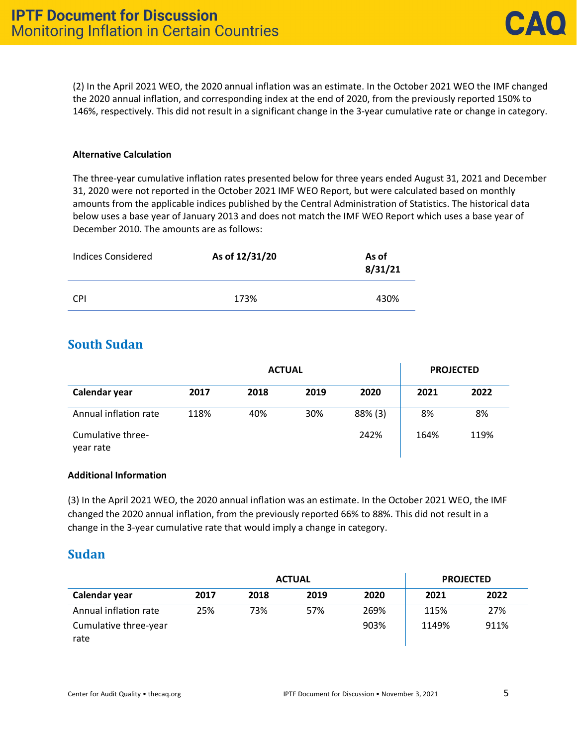(2) In the April 2021 WEO, the 2020 annual inflation was an estimate. In the October 2021 WEO the IMF changed the 2020 annual inflation, and corresponding index at the end of 2020, from the previously reported 150% to 146%, respectively. This did not result in a significant change in the 3-year cumulative rate or change in category.

**Alternative Calculation**

The three-year cumulative inflation rates presented below for three years ended August 31, 2021 and December 31, 2020 were not reported in the October 2021 IMF WEO Report, but were calculated based on monthly amounts from the applicable indices published by the Central Administration of Statistics. The historical data below uses a base year of January 2013 and does not match the IMF WEO Report which uses a base year of December 2010. The amounts are as follows:

| Indices Considered | **As of 12/31/20** | **As of 8/31/21** |
|---|---|---|
| CPI | 173% | 430% |

## South Sudan

| | ACTUAL | | | | PROJECTED | |
|---|---|---|---|---|---|---|
| **Calendar year** | **2017** | **2018** | **2019** | **2020** | **2021** | **2022** |
| Annual inflation rate | 118% | 40% | 30% | 88% (3) | 8% | 8% |
| Cumulative three-year rate | | | | 242% | 164% | 119% |

**Additional Information**

(3) In the April 2021 WEO, the 2020 annual inflation was an estimate. In the October 2021 WEO, the IMF changed the 2020 annual inflation, from the previously reported 66% to 88%. This did not result in a change in the 3-year cumulative rate that would imply a change in category.

## Sudan

| | ACTUAL | | | | PROJECTED | |
|---|---|---|---|---|---|---|
| **Calendar year** | **2017** | **2018** | **2019** | **2020** | **2021** | **2022** |
| Annual inflation rate | 25% | 73% | 57% | 269% | 115% | 27% |
| Cumulative three-year rate | | | | 903% | 1149% | 911% |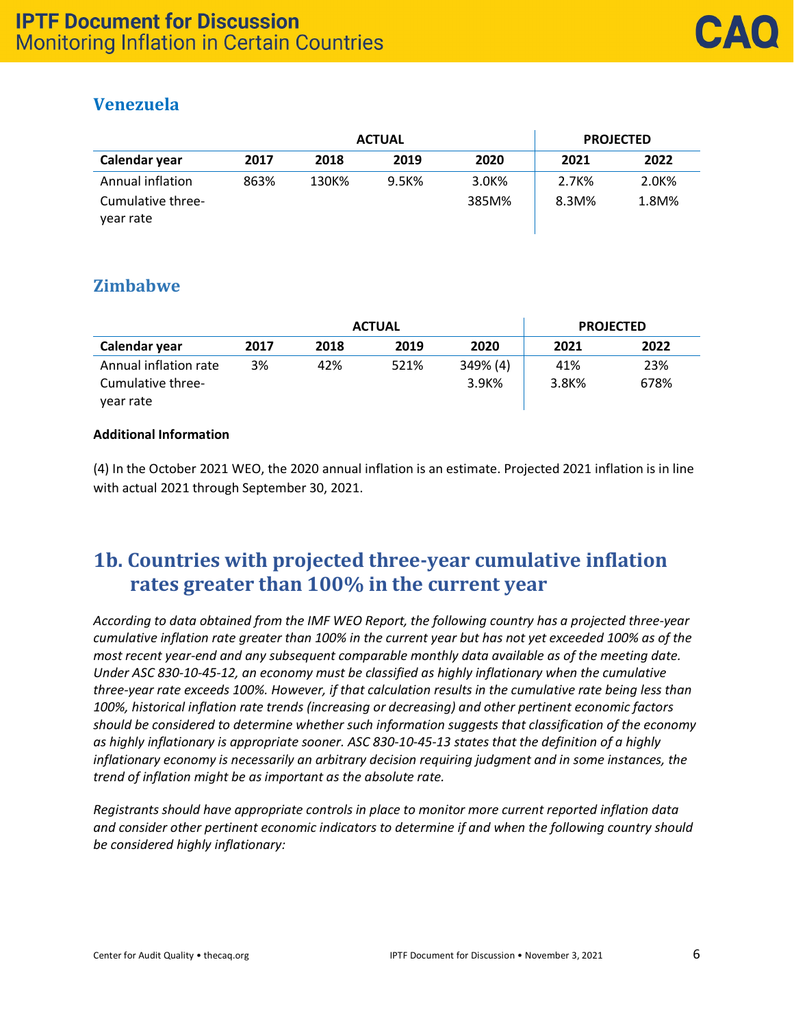## Venezuela

| | ACTUAL | | | | PROJECTED | |
|---|---|---|---|---|---|---|
| **Calendar year** | **2017** | **2018** | **2019** | **2020** | **2021** | **2022** |
| Annual inflation | 863% | 130K% | 9.5K% | 3.0K% | 2.7K% | 2.0K% |
| Cumulative three-year rate | | | | 385M% | 8.3M% | 1.8M% |

## Zimbabwe

| | ACTUAL | | | | PROJECTED | |
|---|---|---|---|---|---|---|
| **Calendar year** | **2017** | **2018** | **2019** | **2020** | **2021** | **2022** |
| Annual inflation rate | 3% | 42% | 521% | 349% (4) | 41% | 23% |
| Cumulative three-year rate | | | | 3.9K% | 3.8K% | 678% |

**Additional Information**

(4) In the October 2021 WEO, the 2020 annual inflation is an estimate. Projected 2021 inflation is in line with actual 2021 through September 30, 2021.

# 1b. Countries with projected three-year cumulative inflation rates greater than 100% in the current year

*According to data obtained from the IMF WEO Report, the following country has a projected three-year cumulative inflation rate greater than 100% in the current year but has not yet exceeded 100% as of the most recent year-end and any subsequent comparable monthly data available as of the meeting date. Under ASC 830-10-45-12, an economy must be classified as highly inflationary when the cumulative three-year rate exceeds 100%. However, if that calculation results in the cumulative rate being less than 100%, historical inflation rate trends (increasing or decreasing) and other pertinent economic factors should be considered to determine whether such information suggests that classification of the economy as highly inflationary is appropriate sooner. ASC 830-10-45-13 states that the definition of a highly inflationary economy is necessarily an arbitrary decision requiring judgment and in some instances, the trend of inflation might be as important as the absolute rate.*

*Registrants should have appropriate controls in place to monitor more current reported inflation data and consider other pertinent economic indicators to determine if and when the following country should be considered highly inflationary:*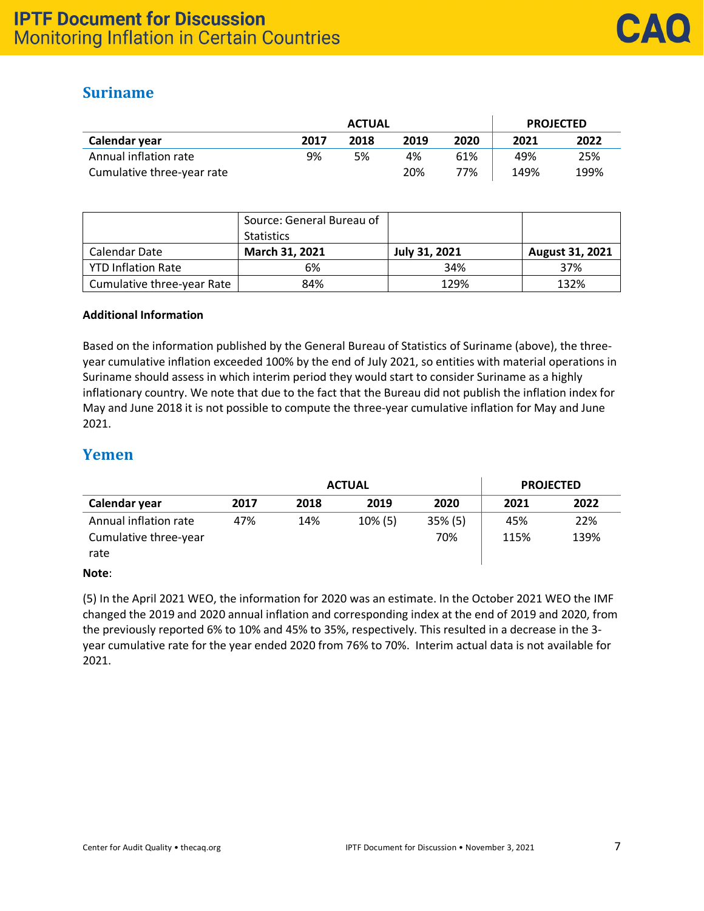## Suriname

| | ACTUAL | | | | PROJECTED | |
|---|---|---|---|---|---|---|
| **Calendar year** | **2017** | **2018** | **2019** | **2020** | **2021** | **2022** |
| Annual inflation rate | 9% | 5% | 4% | 61% | 49% | 25% |
| Cumulative three-year rate | | | 20% | 77% | 149% | 199% |

| | Source: General Bureau of Statistics | | |
|---|---|---|---|
| Calendar Date | **March 31, 2021** | **July 31, 2021** | **August 31, 2021** |
| YTD Inflation Rate | 6% | 34% | 37% |
| Cumulative three-year Rate | 84% | 129% | 132% |

**Additional Information**

Based on the information published by the General Bureau of Statistics of Suriname (above), the three-year cumulative inflation exceeded 100% by the end of July 2021, so entities with material operations in Suriname should assess in which interim period they would start to consider Suriname as a highly inflationary country. We note that due to the fact that the Bureau did not publish the inflation index for May and June 2018 it is not possible to compute the three-year cumulative inflation for May and June 2021.

## Yemen

| | ACTUAL | | | | PROJECTED | |
|---|---|---|---|---|---|---|
| **Calendar year** | **2017** | **2018** | **2019** | **2020** | **2021** | **2022** |
| Annual inflation rate | 47% | 14% | 10% (5) | 35% (5) | 45% | 22% |
| Cumulative three-year rate | | | | 70% | 115% | 139% |

**Note**:

(5) In the April 2021 WEO, the information for 2020 was an estimate. In the October 2021 WEO the IMF changed the 2019 and 2020 annual inflation and corresponding index at the end of 2019 and 2020, from the previously reported 6% to 10% and 45% to 35%, respectively. This resulted in a decrease in the 3-year cumulative rate for the year ended 2020 from 76% to 70%. Interim actual data is not available for 2021.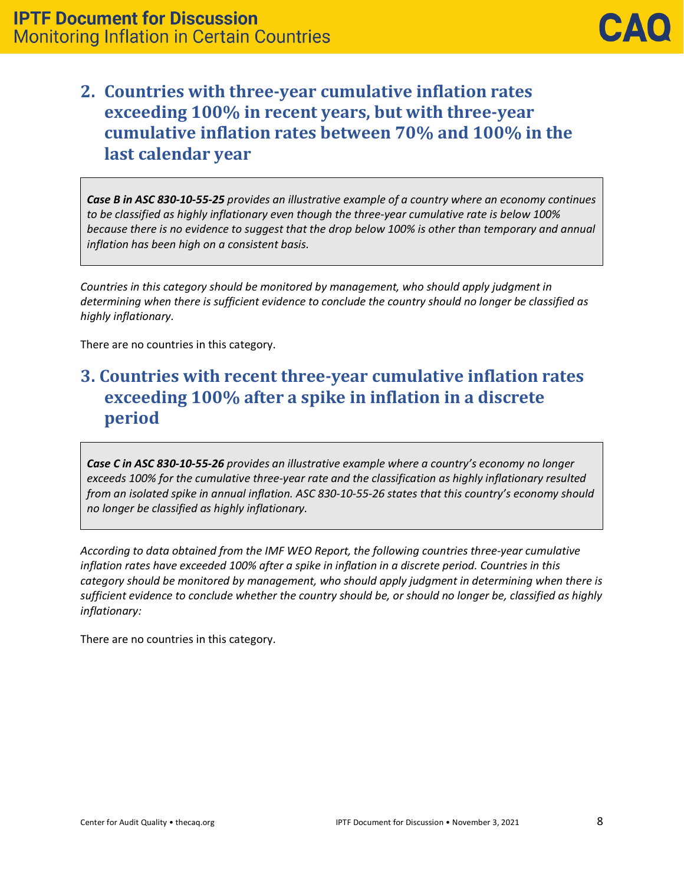## 2. Countries with three-year cumulative inflation rates exceeding 100% in recent years, but with three-year cumulative inflation rates between 70% and 100% in the last calendar year

> ***Case B in ASC 830-10-55-25*** *provides an illustrative example of a country where an economy continues to be classified as highly inflationary even though the three-year cumulative rate is below 100% because there is no evidence to suggest that the drop below 100% is other than temporary and annual inflation has been high on a consistent basis.*

*Countries in this category should be monitored by management, who should apply judgment in determining when there is sufficient evidence to conclude the country should no longer be classified as highly inflationary.*

There are no countries in this category.

## 3. Countries with recent three-year cumulative inflation rates exceeding 100% after a spike in inflation in a discrete period

> ***Case C in ASC 830-10-55-26*** *provides an illustrative example where a country's economy no longer exceeds 100% for the cumulative three-year rate and the classification as highly inflationary resulted from an isolated spike in annual inflation. ASC 830-10-55-26 states that this country's economy should no longer be classified as highly inflationary.*

*According to data obtained from the IMF WEO Report, the following countries three-year cumulative inflation rates have exceeded 100% after a spike in inflation in a discrete period. Countries in this category should be monitored by management, who should apply judgment in determining when there is sufficient evidence to conclude whether the country should be, or should no longer be, classified as highly inflationary:*

There are no countries in this category.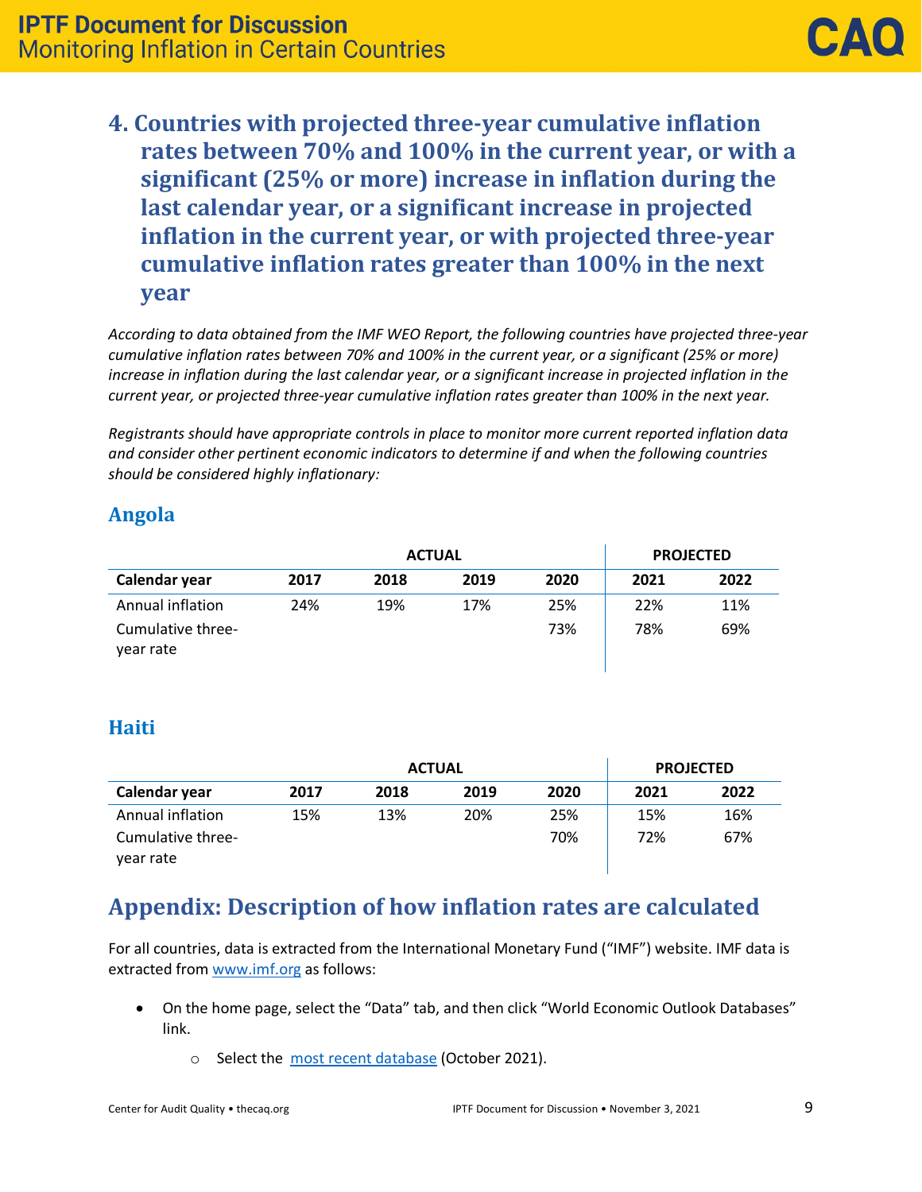## 4. Countries with projected three-year cumulative inflation rates between 70% and 100% in the current year, or with a significant (25% or more) increase in inflation during the last calendar year, or a significant increase in projected inflation in the current year, or with projected three-year cumulative inflation rates greater than 100% in the next year

*According to data obtained from the IMF WEO Report, the following countries have projected three-year cumulative inflation rates between 70% and 100% in the current year, or a significant (25% or more) increase in inflation during the last calendar year, or a significant increase in projected inflation in the current year, or projected three-year cumulative inflation rates greater than 100% in the next year.*

*Registrants should have appropriate controls in place to monitor more current reported inflation data and consider other pertinent economic indicators to determine if and when the following countries should be considered highly inflationary:*

### Angola

| | ACTUAL | | | | PROJECTED | |
|---|---|---|---|---|---|---|
| **Calendar year** | **2017** | **2018** | **2019** | **2020** | **2021** | **2022** |
| Annual inflation | 24% | 19% | 17% | 25% | 22% | 11% |
| Cumulative three-year rate | | | | 73% | 78% | 69% |

### Haiti

| | ACTUAL | | | | PROJECTED | |
|---|---|---|---|---|---|---|
| **Calendar year** | **2017** | **2018** | **2019** | **2020** | **2021** | **2022** |
| Annual inflation | 15% | 13% | 20% | 25% | 15% | 16% |
| Cumulative three-year rate | | | | 70% | 72% | 67% |

## Appendix: Description of how inflation rates are calculated

For all countries, data is extracted from the International Monetary Fund ("IMF") website. IMF data is extracted from www.imf.org as follows:

- On the home page, select the "Data" tab, and then click "World Economic Outlook Databases" link.
  - Select the most recent database (October 2021).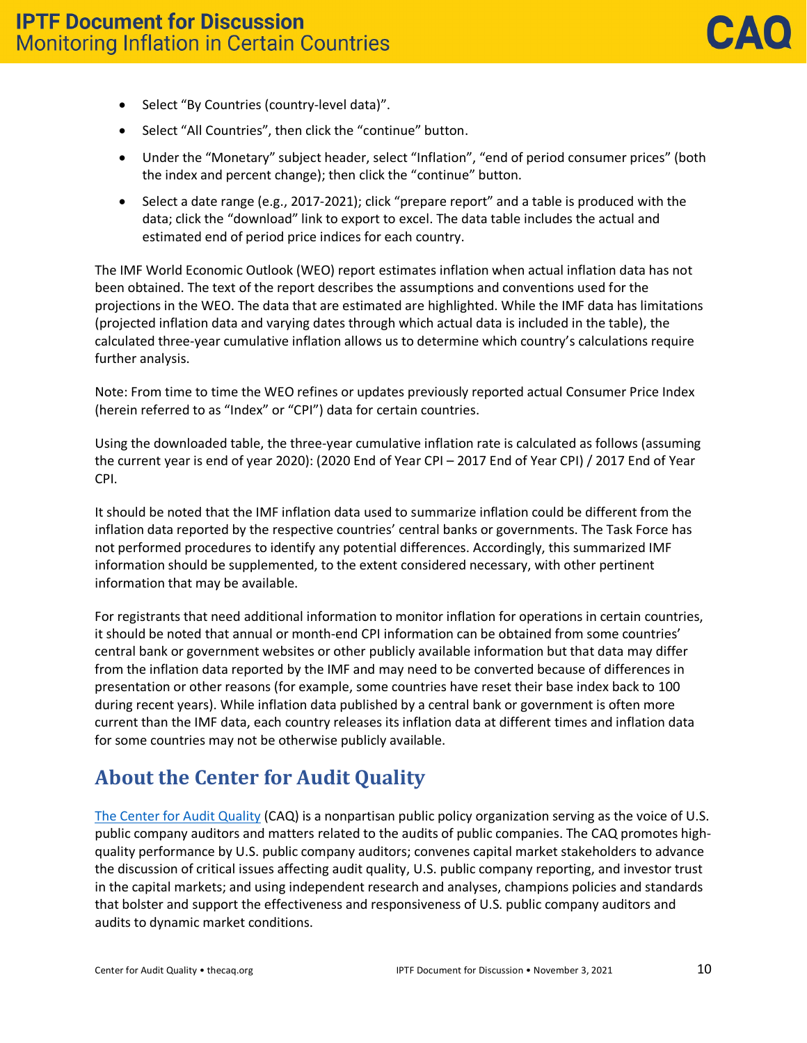- Select "By Countries (country-level data)".
- Select "All Countries", then click the "continue" button.
- Under the "Monetary" subject header, select "Inflation", "end of period consumer prices" (both the index and percent change); then click the "continue" button.
- Select a date range (e.g., 2017-2021); click "prepare report" and a table is produced with the data; click the "download" link to export to excel. The data table includes the actual and estimated end of period price indices for each country.

The IMF World Economic Outlook (WEO) report estimates inflation when actual inflation data has not been obtained. The text of the report describes the assumptions and conventions used for the projections in the WEO. The data that are estimated are highlighted. While the IMF data has limitations (projected inflation data and varying dates through which actual data is included in the table), the calculated three-year cumulative inflation allows us to determine which country's calculations require further analysis.

Note: From time to time the WEO refines or updates previously reported actual Consumer Price Index (herein referred to as "Index" or "CPI") data for certain countries.

Using the downloaded table, the three-year cumulative inflation rate is calculated as follows (assuming the current year is end of year 2020): (2020 End of Year CPI – 2017 End of Year CPI) / 2017 End of Year CPI.

It should be noted that the IMF inflation data used to summarize inflation could be different from the inflation data reported by the respective countries' central banks or governments. The Task Force has not performed procedures to identify any potential differences. Accordingly, this summarized IMF information should be supplemented, to the extent considered necessary, with other pertinent information that may be available.

For registrants that need additional information to monitor inflation for operations in certain countries, it should be noted that annual or month-end CPI information can be obtained from some countries' central bank or government websites or other publicly available information but that data may differ from the inflation data reported by the IMF and may need to be converted because of differences in presentation or other reasons (for example, some countries have reset their base index back to 100 during recent years). While inflation data published by a central bank or government is often more current than the IMF data, each country releases its inflation data at different times and inflation data for some countries may not be otherwise publicly available.

## About the Center for Audit Quality

The Center for Audit Quality (CAQ) is a nonpartisan public policy organization serving as the voice of U.S. public company auditors and matters related to the audits of public companies. The CAQ promotes high-quality performance by U.S. public company auditors; convenes capital market stakeholders to advance the discussion of critical issues affecting audit quality, U.S. public company reporting, and investor trust in the capital markets; and using independent research and analyses, champions policies and standards that bolster and support the effectiveness and responsiveness of U.S. public company auditors and audits to dynamic market conditions.